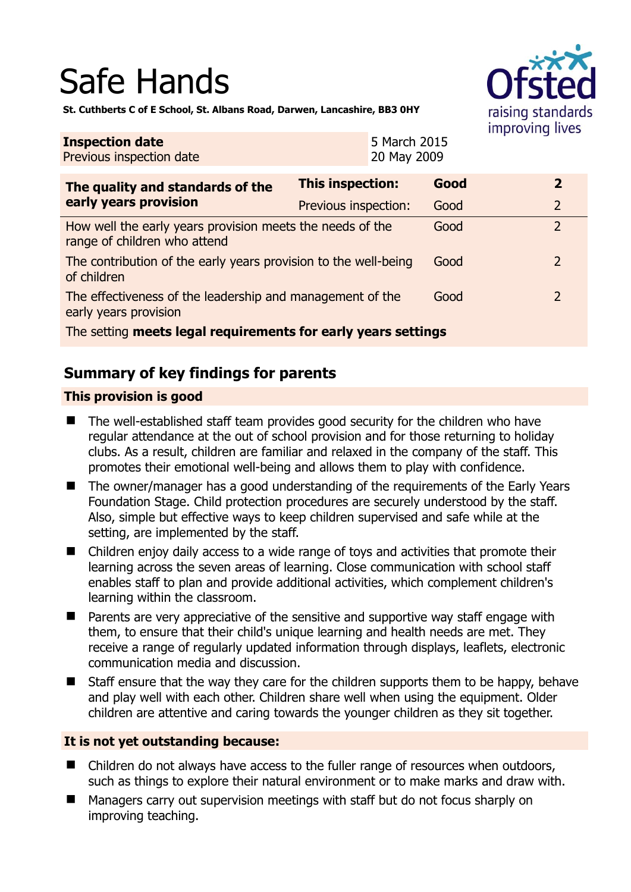# Safe Hands

**St. Cuthberts C of E School, St. Albans Road, Darwen, Lancashire, BB3 0HY**

| **Inspection date** | 5 March 2015 |
|---|---|
| Previous inspection date | 20 May 2009 |

| **The quality and standards of the early years provision** | **This inspection:** | **Good** | **2** |
|---|---|---|---|
| | Previous inspection: | Good | 2 |
| How well the early years provision meets the needs of the range of children who attend | | Good | 2 |
| The contribution of the early years provision to the well-being of children | | Good | 2 |
| The effectiveness of the leadership and management of the early years provision | | Good | 2 |
| The setting **meets legal requirements for early years settings** | | | |

## Summary of key findings for parents

### This provision is good

- The well-established staff team provides good security for the children who have regular attendance at the out of school provision and for those returning to holiday clubs. As a result, children are familiar and relaxed in the company of the staff. This promotes their emotional well-being and allows them to play with confidence.
- The owner/manager has a good understanding of the requirements of the Early Years Foundation Stage. Child protection procedures are securely understood by the staff. Also, simple but effective ways to keep children supervised and safe while at the setting, are implemented by the staff.
- Children enjoy daily access to a wide range of toys and activities that promote their learning across the seven areas of learning. Close communication with school staff enables staff to plan and provide additional activities, which complement children's learning within the classroom.
- Parents are very appreciative of the sensitive and supportive way staff engage with them, to ensure that their child's unique learning and health needs are met. They receive a range of regularly updated information through displays, leaflets, electronic communication media and discussion.
- Staff ensure that the way they care for the children supports them to be happy, behave and play well with each other. Children share well when using the equipment. Older children are attentive and caring towards the younger children as they sit together.

### It is not yet outstanding because:

- Children do not always have access to the fuller range of resources when outdoors, such as things to explore their natural environment or to make marks and draw with.
- Managers carry out supervision meetings with staff but do not focus sharply on improving teaching.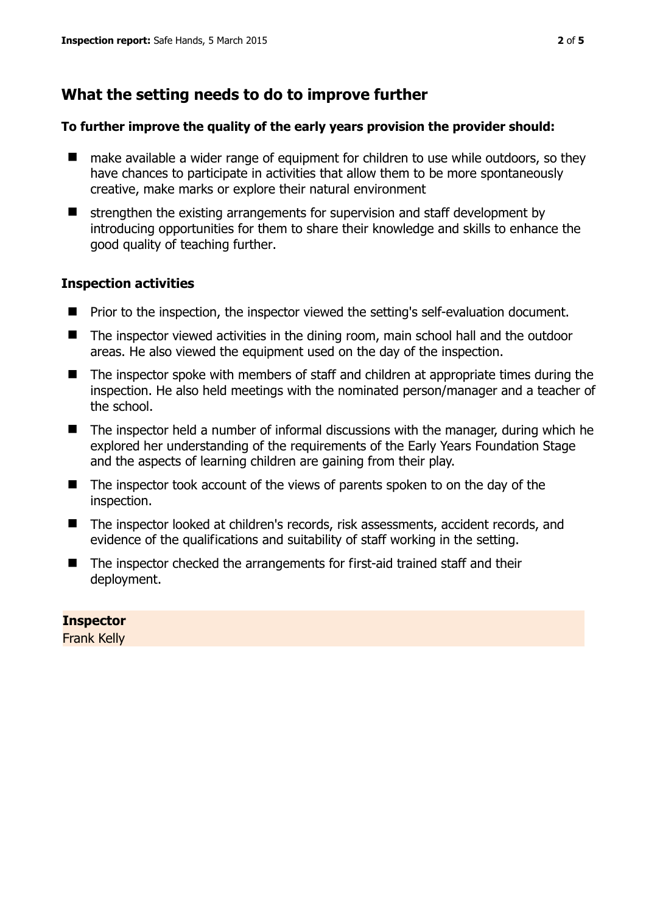## What the setting needs to do to improve further

**To further improve the quality of the early years provision the provider should:**

- make available a wider range of equipment for children to use while outdoors, so they have chances to participate in activities that allow them to be more spontaneously creative, make marks or explore their natural environment
- strengthen the existing arrangements for supervision and staff development by introducing opportunities for them to share their knowledge and skills to enhance the good quality of teaching further.

### Inspection activities

- Prior to the inspection, the inspector viewed the setting's self-evaluation document.
- The inspector viewed activities in the dining room, main school hall and the outdoor areas. He also viewed the equipment used on the day of the inspection.
- The inspector spoke with members of staff and children at appropriate times during the inspection. He also held meetings with the nominated person/manager and a teacher of the school.
- The inspector held a number of informal discussions with the manager, during which he explored her understanding of the requirements of the Early Years Foundation Stage and the aspects of learning children are gaining from their play.
- The inspector took account of the views of parents spoken to on the day of the inspection.
- The inspector looked at children's records, risk assessments, accident records, and evidence of the qualifications and suitability of staff working in the setting.
- The inspector checked the arrangements for first-aid trained staff and their deployment.

**Inspector**
Frank Kelly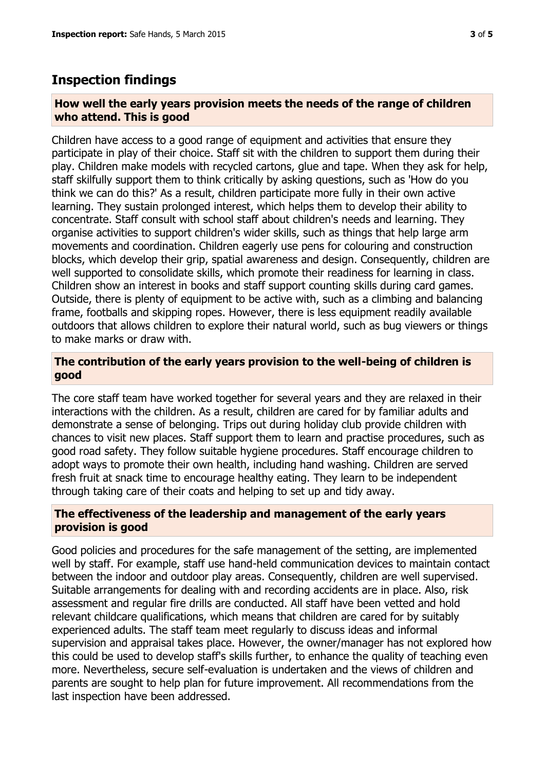## Inspection findings

### How well the early years provision meets the needs of the range of children who attend. This is good

Children have access to a good range of equipment and activities that ensure they participate in play of their choice. Staff sit with the children to support them during their play. Children make models with recycled cartons, glue and tape. When they ask for help, staff skilfully support them to think critically by asking questions, such as 'How do you think we can do this?' As a result, children participate more fully in their own active learning. They sustain prolonged interest, which helps them to develop their ability to concentrate. Staff consult with school staff about children's needs and learning. They organise activities to support children's wider skills, such as things that help large arm movements and coordination. Children eagerly use pens for colouring and construction blocks, which develop their grip, spatial awareness and design. Consequently, children are well supported to consolidate skills, which promote their readiness for learning in class. Children show an interest in books and staff support counting skills during card games. Outside, there is plenty of equipment to be active with, such as a climbing and balancing frame, footballs and skipping ropes. However, there is less equipment readily available outdoors that allows children to explore their natural world, such as bug viewers or things to make marks or draw with.

### The contribution of the early years provision to the well-being of children is good

The core staff team have worked together for several years and they are relaxed in their interactions with the children. As a result, children are cared for by familiar adults and demonstrate a sense of belonging. Trips out during holiday club provide children with chances to visit new places. Staff support them to learn and practise procedures, such as good road safety. They follow suitable hygiene procedures. Staff encourage children to adopt ways to promote their own health, including hand washing. Children are served fresh fruit at snack time to encourage healthy eating. They learn to be independent through taking care of their coats and helping to set up and tidy away.

### The effectiveness of the leadership and management of the early years provision is good

Good policies and procedures for the safe management of the setting, are implemented well by staff. For example, staff use hand-held communication devices to maintain contact between the indoor and outdoor play areas. Consequently, children are well supervised. Suitable arrangements for dealing with and recording accidents are in place. Also, risk assessment and regular fire drills are conducted. All staff have been vetted and hold relevant childcare qualifications, which means that children are cared for by suitably experienced adults. The staff team meet regularly to discuss ideas and informal supervision and appraisal takes place. However, the owner/manager has not explored how this could be used to develop staff's skills further, to enhance the quality of teaching even more. Nevertheless, secure self-evaluation is undertaken and the views of children and parents are sought to help plan for future improvement. All recommendations from the last inspection have been addressed.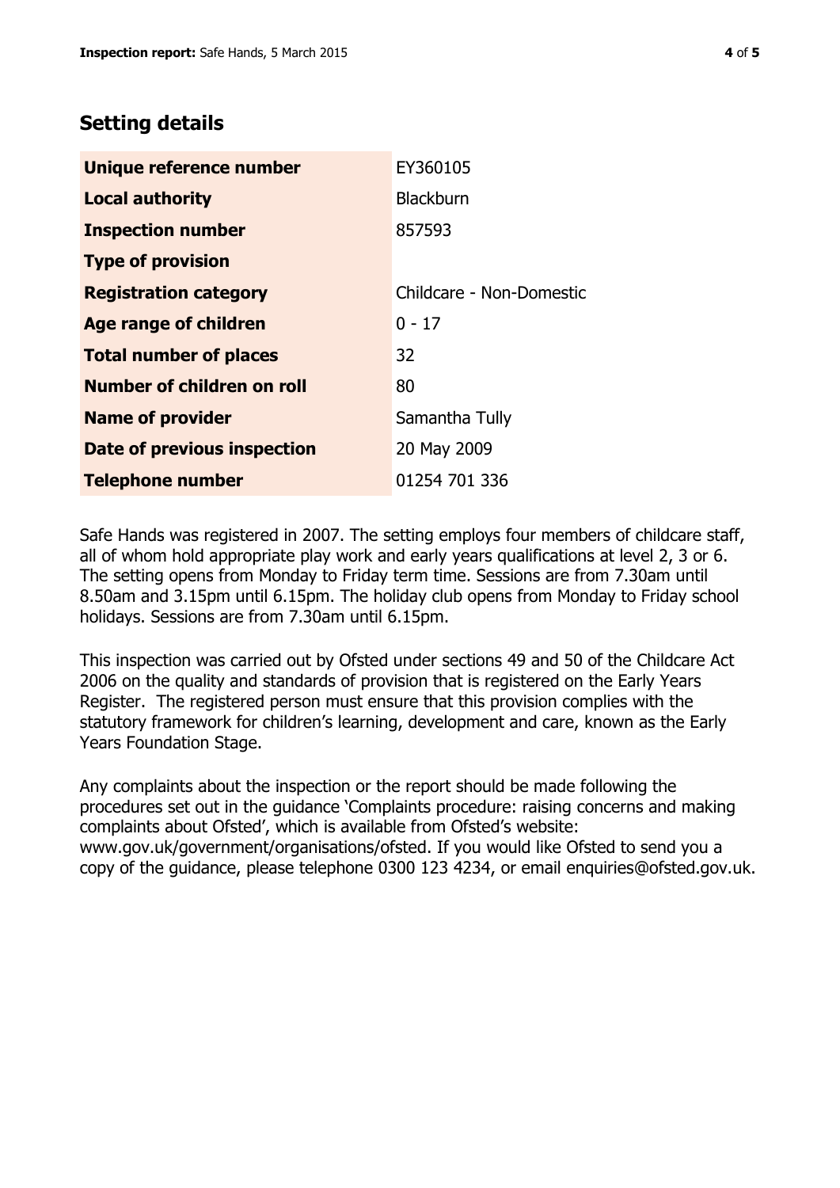## Setting details

| | |
|---|---|
| **Unique reference number** | EY360105 |
| **Local authority** | Blackburn |
| **Inspection number** | 857593 |
| **Type of provision** | |
| **Registration category** | Childcare - Non-Domestic |
| **Age range of children** | 0 - 17 |
| **Total number of places** | 32 |
| **Number of children on roll** | 80 |
| **Name of provider** | Samantha Tully |
| **Date of previous inspection** | 20 May 2009 |
| **Telephone number** | 01254 701 336 |

Safe Hands was registered in 2007. The setting employs four members of childcare staff, all of whom hold appropriate play work and early years qualifications at level 2, 3 or 6. The setting opens from Monday to Friday term time. Sessions are from 7.30am until 8.50am and 3.15pm until 6.15pm. The holiday club opens from Monday to Friday school holidays. Sessions are from 7.30am until 6.15pm.

This inspection was carried out by Ofsted under sections 49 and 50 of the Childcare Act 2006 on the quality and standards of provision that is registered on the Early Years Register. The registered person must ensure that this provision complies with the statutory framework for children's learning, development and care, known as the Early Years Foundation Stage.

Any complaints about the inspection or the report should be made following the procedures set out in the guidance 'Complaints procedure: raising concerns and making complaints about Ofsted', which is available from Ofsted's website: www.gov.uk/government/organisations/ofsted. If you would like Ofsted to send you a copy of the guidance, please telephone 0300 123 4234, or email enquiries@ofsted.gov.uk.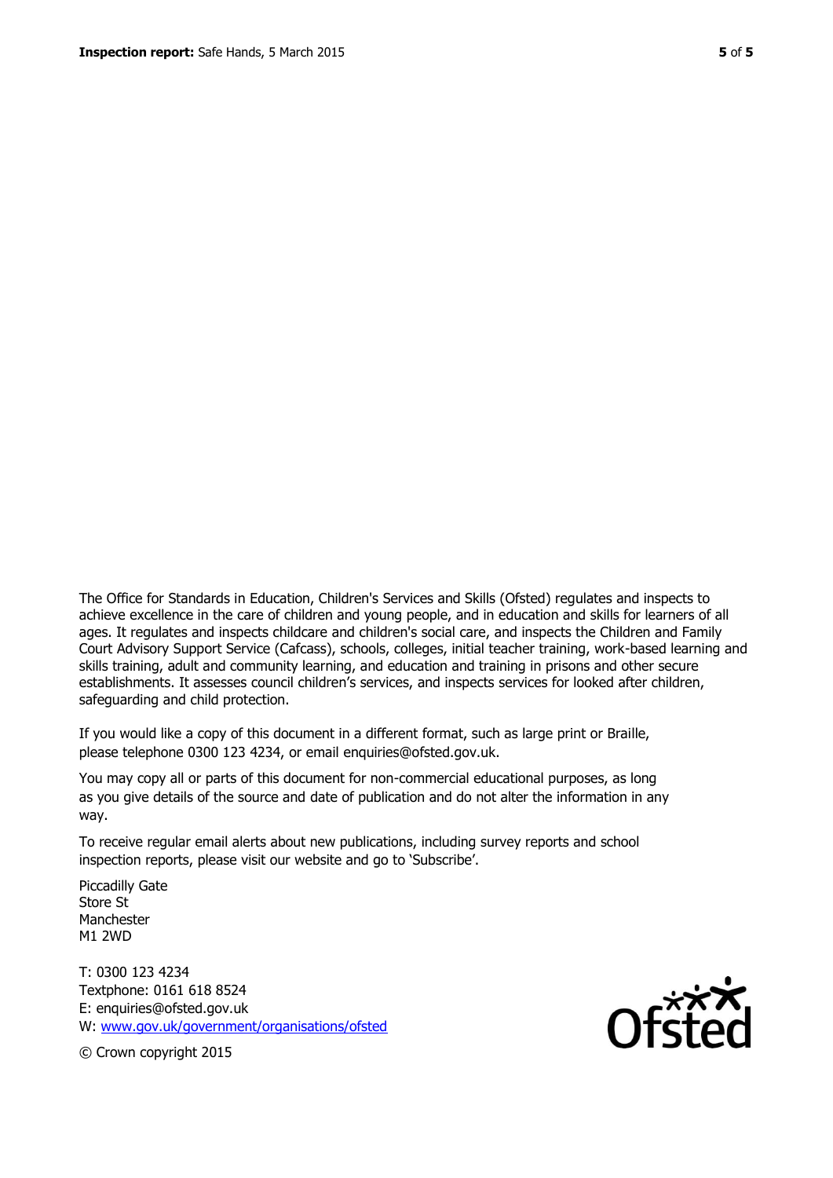The Office for Standards in Education, Children's Services and Skills (Ofsted) regulates and inspects to achieve excellence in the care of children and young people, and in education and skills for learners of all ages. It regulates and inspects childcare and children's social care, and inspects the Children and Family Court Advisory Support Service (Cafcass), schools, colleges, initial teacher training, work-based learning and skills training, adult and community learning, and education and training in prisons and other secure establishments. It assesses council children's services, and inspects services for looked after children, safeguarding and child protection.

If you would like a copy of this document in a different format, such as large print or Braille, please telephone 0300 123 4234, or email enquiries@ofsted.gov.uk.

You may copy all or parts of this document for non-commercial educational purposes, as long as you give details of the source and date of publication and do not alter the information in any way.

To receive regular email alerts about new publications, including survey reports and school inspection reports, please visit our website and go to 'Subscribe'.

Piccadilly Gate
Store St
Manchester
M1 2WD

T: 0300 123 4234
Textphone: 0161 618 8524
E: enquiries@ofsted.gov.uk
W: [www.gov.uk/government/organisations/ofsted](http://www.gov.uk/government/organisations/ofsted)

© Crown copyright 2015